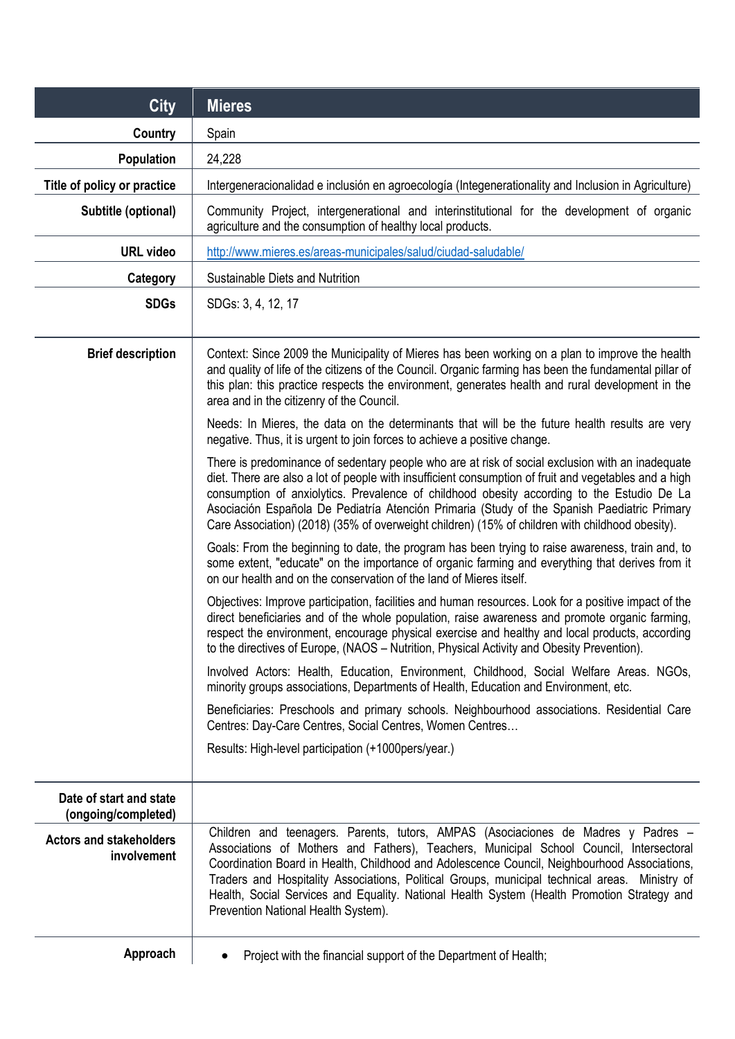| City | Mieres |
|---|---|
| Country | Spain |
| Population | 24,228 |
| Title of policy or practice | Intergeneracionalidad e inclusión en agroecología (Integenerationality and Inclusion in Agriculture) |
| Subtitle (optional) | Community Project, intergenerational and interinstitutional for the development of organic agriculture and the consumption of healthy local products. |
| URL video | http://www.mieres.es/areas-municipales/salud/ciudad-saludable/ |
| Category | Sustainable Diets and Nutrition |
| SDGs | SDGs: 3, 4, 12, 17 |
| Brief description | Context: Since 2009 the Municipality of Mieres has been working on a plan to improve the health and quality of life of the citizens of the Council. Organic farming has been the fundamental pillar of this plan: this practice respects the environment, generates health and rural development in the area and in the citizenry of the Council.<br><br>Needs: In Mieres, the data on the determinants that will be the future health results are very negative. Thus, it is urgent to join forces to achieve a positive change.<br><br>There is predominance of sedentary people who are at risk of social exclusion with an inadequate diet. There are also a lot of people with insufficient consumption of fruit and vegetables and a high consumption of anxiolytics. Prevalence of childhood obesity according to the Estudio De La Asociación Española De Pediatría Atención Primaria (Study of the Spanish Paediatric Primary Care Association) (2018) (35% of overweight children) (15% of children with childhood obesity).<br><br>Goals: From the beginning to date, the program has been trying to raise awareness, train and, to some extent, "educate" on the importance of organic farming and everything that derives from it on our health and on the conservation of the land of Mieres itself.<br><br>Objectives: Improve participation, facilities and human resources. Look for a positive impact of the direct beneficiaries and of the whole population, raise awareness and promote organic farming, respect the environment, encourage physical exercise and healthy and local products, according to the directives of Europe, (NAOS – Nutrition, Physical Activity and Obesity Prevention).<br><br>Involved Actors: Health, Education, Environment, Childhood, Social Welfare Areas. NGOs, minority groups associations, Departments of Health, Education and Environment, etc.<br><br>Beneficiaries: Preschools and primary schools. Neighbourhood associations. Residential Care Centres: Day-Care Centres, Social Centres, Women Centres…<br><br>Results: High-level participation (+1000pers/year.) |
| Date of start and state (ongoing/completed) | |
| Actors and stakeholders involvement | Children and teenagers. Parents, tutors, AMPAS (Asociaciones de Madres y Padres – Associations of Mothers and Fathers), Teachers, Municipal School Council, Intersectoral Coordination Board in Health, Childhood and Adolescence Council, Neighbourhood Associations, Traders and Hospitality Associations, Political Groups, municipal technical areas. Ministry of Health, Social Services and Equality. National Health System (Health Promotion Strategy and Prevention National Health System). |
| Approach | • Project with the financial support of the Department of Health; |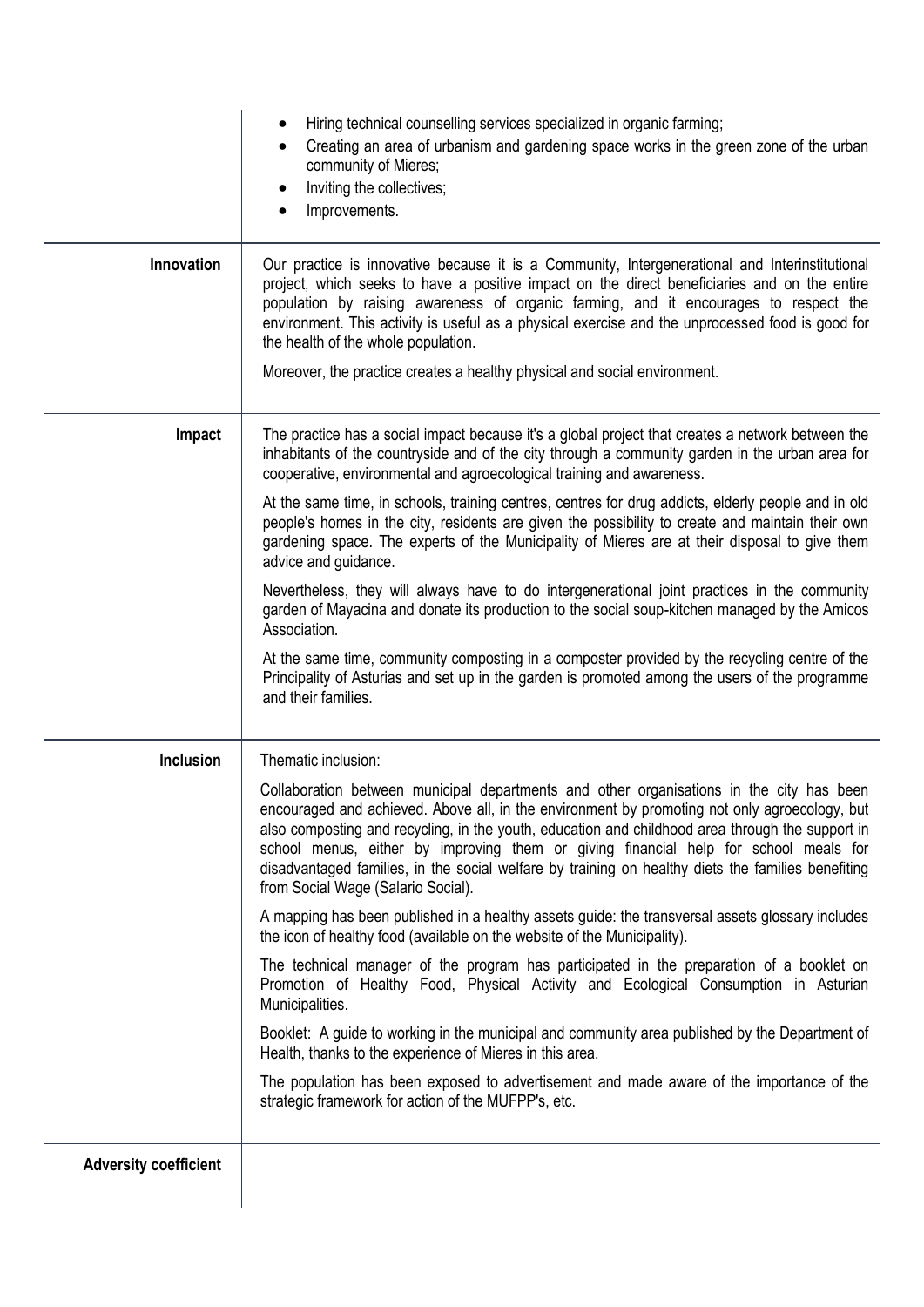| | |
|---|---|
| | • Hiring technical counselling services specialized in organic farming;<br>• Creating an area of urbanism and gardening space works in the green zone of the urban community of Mieres;<br>• Inviting the collectives;<br>• Improvements. |
| **Innovation** | Our practice is innovative because it is a Community, Intergenerational and Interinstitutional project, which seeks to have a positive impact on the direct beneficiaries and on the entire population by raising awareness of organic farming, and it encourages to respect the environment. This activity is useful as a physical exercise and the unprocessed food is good for the health of the whole population.<br><br>Moreover, the practice creates a healthy physical and social environment. |
| **Impact** | The practice has a social impact because it's a global project that creates a network between the inhabitants of the countryside and of the city through a community garden in the urban area for cooperative, environmental and agroecological training and awareness.<br><br>At the same time, in schools, training centres, centres for drug addicts, elderly people and in old people's homes in the city, residents are given the possibility to create and maintain their own gardening space. The experts of the Municipality of Mieres are at their disposal to give them advice and guidance.<br><br>Nevertheless, they will always have to do intergenerational joint practices in the community garden of Mayacina and donate its production to the social soup-kitchen managed by the Amicos Association.<br><br>At the same time, community composting in a composter provided by the recycling centre of the Principality of Asturias and set up in the garden is promoted among the users of the programme and their families. |
| **Inclusion** | Thematic inclusion:<br><br>Collaboration between municipal departments and other organisations in the city has been encouraged and achieved. Above all, in the environment by promoting not only agroecology, but also composting and recycling, in the youth, education and childhood area through the support in school menus, either by improving them or giving financial help for school meals for disadvantaged families, in the social welfare by training on healthy diets the families benefiting from Social Wage (Salario Social).<br><br>A mapping has been published in a healthy assets guide: the transversal assets glossary includes the icon of healthy food (available on the website of the Municipality).<br><br>The technical manager of the program has participated in the preparation of a booklet on Promotion of Healthy Food, Physical Activity and Ecological Consumption in Asturian Municipalities.<br><br>Booklet: A guide to working in the municipal and community area published by the Department of Health, thanks to the experience of Mieres in this area.<br><br>The population has been exposed to advertisement and made aware of the importance of the strategic framework for action of the MUFPP's, etc. |
| **Adversity coefficient** | |